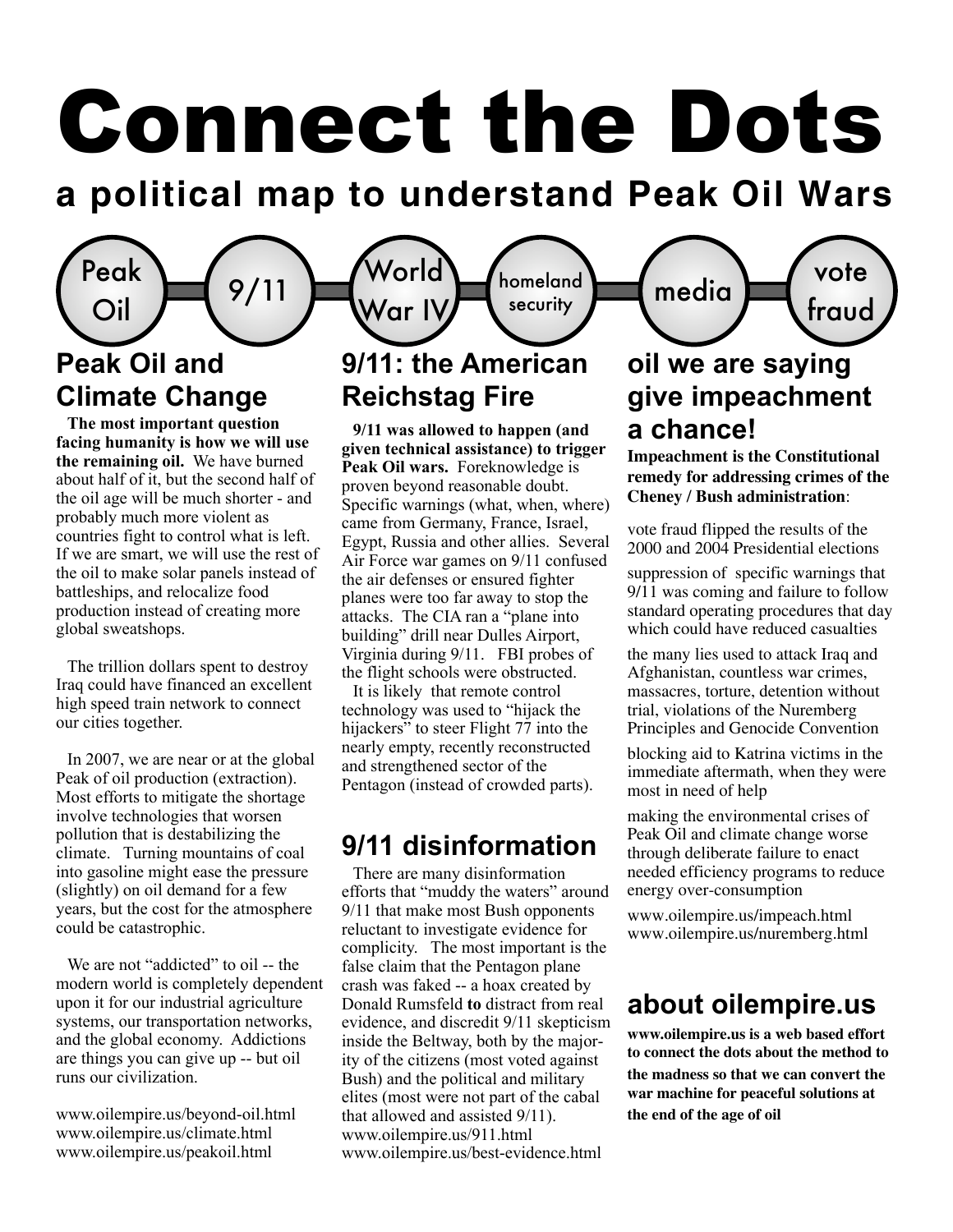# Connect the Dots

## a political map to understand Peak Oil Wars

Peak Oil — 9/11 — World War IV — homeland security — media — vote fraud

### Peak Oil and Climate Change

**The most important question facing humanity is how we will use the remaining oil.** We have burned about half of it, but the second half of the oil age will be much shorter - and probably much more violent as countries fight to control what is left. If we are smart, we will use the rest of the oil to make solar panels instead of battleships, and relocalize food production instead of creating more global sweatshops.

The trillion dollars spent to destroy Iraq could have financed an excellent high speed train network to connect our cities together.

In 2007, we are near or at the global Peak of oil production (extraction). Most efforts to mitigate the shortage involve technologies that worsen pollution that is destabilizing the climate. Turning mountains of coal into gasoline might ease the pressure (slightly) on oil demand for a few years, but the cost for the atmosphere could be catastrophic.

We are not "addicted" to oil -- the modern world is completely dependent upon it for our industrial agriculture systems, our transportation networks, and the global economy. Addictions are things you can give up -- but oil runs our civilization.

www.oilempire.us/beyond-oil.html
www.oilempire.us/climate.html
www.oilempire.us/peakoil.html

### 9/11: the American Reichstag Fire

**9/11 was allowed to happen (and given technical assistance) to trigger Peak Oil wars.** Foreknowledge is proven beyond reasonable doubt. Specific warnings (what, when, where) came from Germany, France, Israel, Egypt, Russia and other allies. Several Air Force war games on 9/11 confused the air defenses or ensured fighter planes were too far away to stop the attacks. The CIA ran a "plane into building" drill near Dulles Airport, Virginia during 9/11. FBI probes of the flight schools were obstructed.

It is likely that remote control technology was used to "hijack the hijackers" to steer Flight 77 into the nearly empty, recently reconstructed and strengthened sector of the Pentagon (instead of crowded parts).

### 9/11 disinformation

There are many disinformation efforts that "muddy the waters" around 9/11 that make most Bush opponents reluctant to investigate evidence for complicity. The most important is the false claim that the Pentagon plane crash was faked -- a hoax created by Donald Rumsfeld **to** distract from real evidence, and discredit 9/11 skepticism inside the Beltway, both by the majority of the citizens (most voted against Bush) and the political and military elites (most were not part of the cabal that allowed and assisted 9/11).
www.oilempire.us/911.html
www.oilempire.us/best-evidence.html

### oil we are saying give impeachment a chance!

**Impeachment is the Constitutional remedy for addressing crimes of the Cheney / Bush administration**:

vote fraud flipped the results of the 2000 and 2004 Presidential elections

suppression of specific warnings that 9/11 was coming and failure to follow standard operating procedures that day which could have reduced casualties

the many lies used to attack Iraq and Afghanistan, countless war crimes, massacres, torture, detention without trial, violations of the Nuremberg Principles and Genocide Convention

blocking aid to Katrina victims in the immediate aftermath, when they were most in need of help

making the environmental crises of Peak Oil and climate change worse through deliberate failure to enact needed efficiency programs to reduce energy over-consumption

www.oilempire.us/impeach.html
www.oilempire.us/nuremberg.html

### about oilempire.us

**www.oilempire.us is a web based effort to connect the dots about the method to the madness so that we can convert the war machine for peaceful solutions at the end of the age of oil**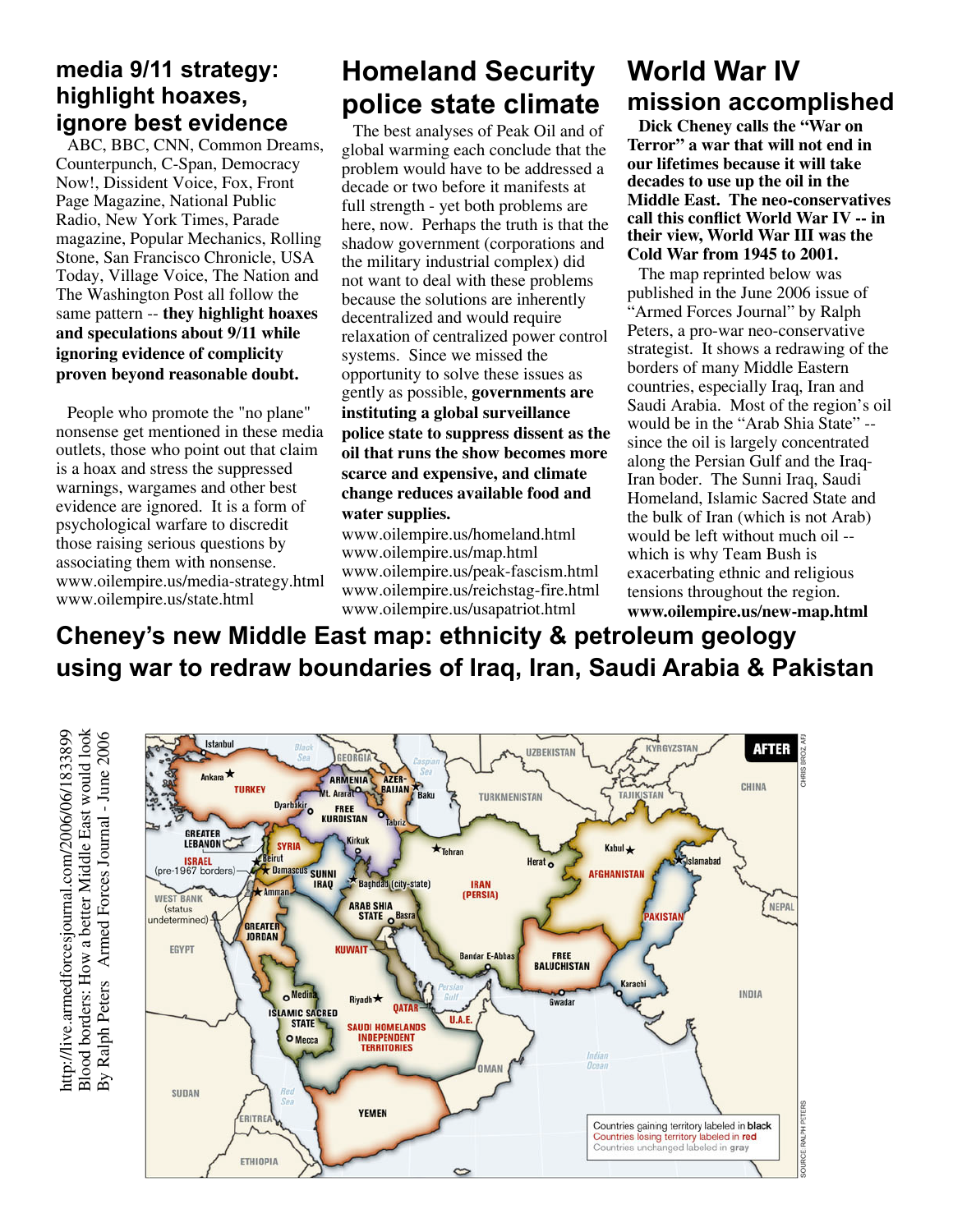## media 9/11 strategy: highlight hoaxes, ignore best evidence

ABC, BBC, CNN, Common Dreams, Counterpunch, C-Span, Democracy Now!, Dissident Voice, Fox, Front Page Magazine, National Public Radio, New York Times, Parade magazine, Popular Mechanics, Rolling Stone, San Francisco Chronicle, USA Today, Village Voice, The Nation and The Washington Post all follow the same pattern -- **they highlight hoaxes and speculations about 9/11 while ignoring evidence of complicity proven beyond reasonable doubt.**

People who promote the "no plane" nonsense get mentioned in these media outlets, those who point out that claim is a hoax and stress the suppressed warnings, wargames and other best evidence are ignored. It is a form of psychological warfare to discredit those raising serious questions by associating them with nonsense.
www.oilempire.us/media-strategy.html
www.oilempire.us/state.html

## Homeland Security police state climate

The best analyses of Peak Oil and of global warming each conclude that the problem would have to be addressed a decade or two before it manifests at full strength - yet both problems are here, now. Perhaps the truth is that the shadow government (corporations and the military industrial complex) did not want to deal with these problems because the solutions are inherently decentralized and would require relaxation of centralized power control systems. Since we missed the opportunity to solve these issues as gently as possible, **governments are instituting a global surveillance police state to suppress dissent as the oil that runs the show becomes more scarce and expensive, and climate change reduces available food and water supplies.**
www.oilempire.us/homeland.html
www.oilempire.us/map.html
www.oilempire.us/peak-fascism.html
www.oilempire.us/reichstag-fire.html
www.oilempire.us/usapatriot.html

## World War IV mission accomplished

**Dick Cheney calls the "War on Terror" a war that will not end in our lifetimes because it will take decades to use up the oil in the Middle East. The neo-conservatives call this conflict World War IV -- in their view, World War III was the Cold War from 1945 to 2001.**

The map reprinted below was published in the June 2006 issue of "Armed Forces Journal" by Ralph Peters, a pro-war neo-conservative strategist. It shows a redrawing of the borders of many Middle Eastern countries, especially Iraq, Iran and Saudi Arabia. Most of the region's oil would be in the "Arab Shia State" -- since the oil is largely concentrated along the Persian Gulf and the Iraq-Iran boder. The Sunni Iraq, Saudi Homeland, Islamic Sacred State and the bulk of Iran (which is not Arab) would be left without much oil -- which is why Team Bush is exacerbating ethnic and religious tensions throughout the region.
**www.oilempire.us/new-map.html**

## Cheney's new Middle East map: ethnicity & petroleum geology using war to redraw boundaries of Iraq, Iran, Saudi Arabia & Pakistan

http://live.armedforcesjournal.com/2006/06/1833899
Blood borders: How a better Middle East would look
By Ralph Peters Armed Forces Journal - June 2006

AFTER

Istanbul, Ankara, TURKEY, Black Sea, GEORGIA, ARMENIA, AZERBAIJAN, Caspian Sea, Baku, Mt. Ararat, Dyarbakir, FREE KURDISTAN, Tabriz, UZBEKISTAN, TURKMENISTAN, KYRGYZSTAN, TAJIKISTAN, CHINA, GREATER LEBANON, SYRIA, Kirkuk, Tehran, Herat, Kabul, AFGHANISTAN, Islamabad, ISRAEL (pre-1967 borders), Beirut, Damascus, SUNNI IRAQ, Baghdad (city-state), IRAN (PERSIA), Amman, WEST BANK (status undetermined), ARAB SHIA STATE, Basra, PAKISTAN, NEPAL, EGYPT, GREATER JORDAN, KUWAIT, Bandar E-Abbas, FREE BALUCHISTAN, Karachi, INDIA, Medina, Riyadh, Persian Gulf, Gwadar, ISLAMIC SACRED STATE, QATAR, U.A.E., Mecca, SAUDI HOMELANDS INDEPENDENT TERRITORIES, OMAN, Indian Ocean, SUDAN, Red Sea, YEMEN, ERITREA, ETHIOPIA

Countries gaining territory labeled in black
Countries losing territory labeled in red
Countries unchanged labeled in gray

CHRIS BROZ, AFJ
SOURCE: RALPH PETERS